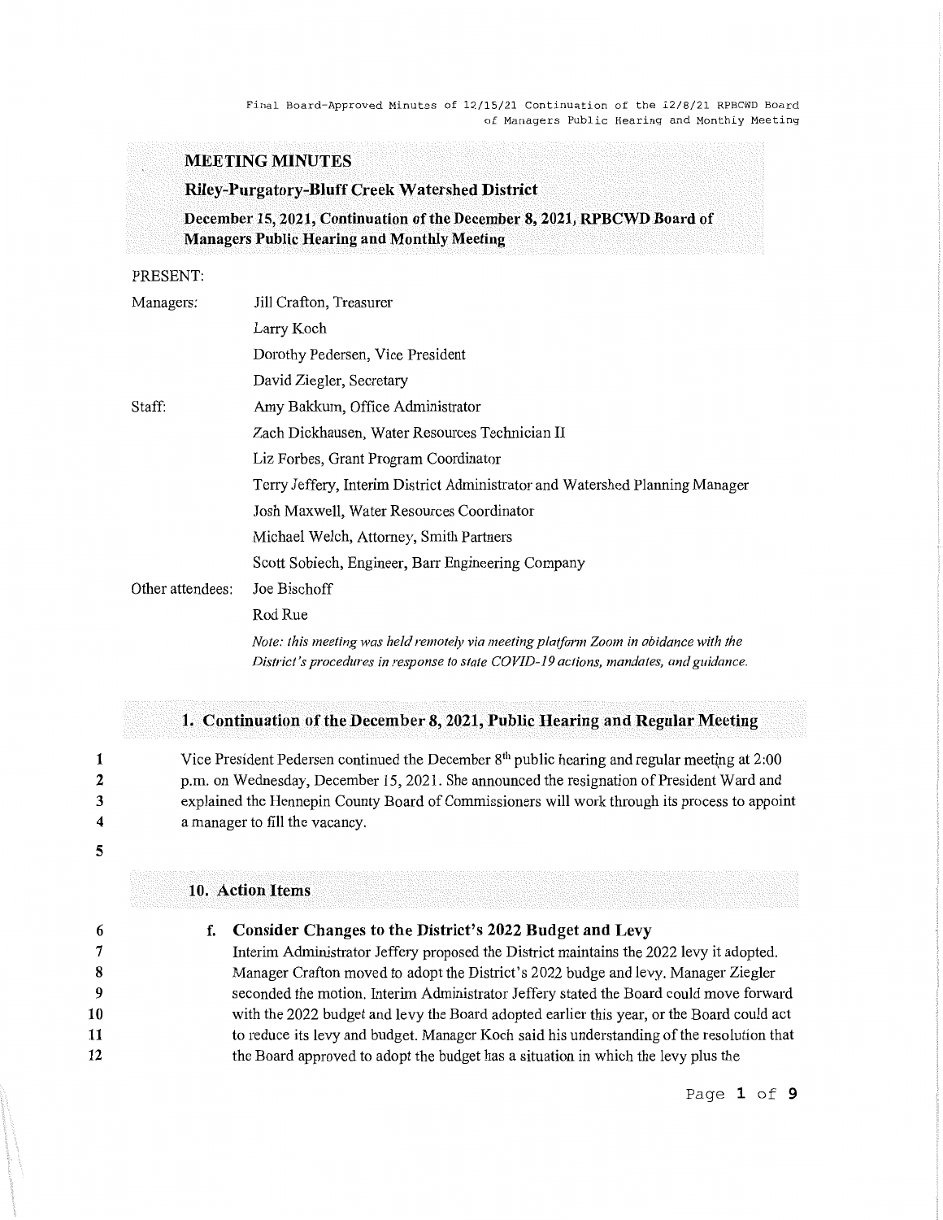# MEETING MINUTES

## Riley-Purgatory-Bluff Creek Watershed District

### December 15, 2021, Continuation of the December 8, 2021, RPBCWD Board of Managers Public Hearing and Monthly Meeting

PRESENT:

| | |
|---|---|
| Managers: | Jill Crafton, Treasurer |
| | Larry Koch |
| | Dorothy Pedersen, Vice President |
| | David Ziegler, Secretary |
| Staff: | Amy Bakkum, Office Administrator |
| | Zach Dickhausen, Water Resources Technician II |
| | Liz Forbes, Grant Program Coordinator |
| | Terry Jeffery, Interim District Administrator and Watershed Planning Manager |
| | Josh Maxwell, Water Resources Coordinator |
| | Michael Welch, Attorney, Smith Partners |
| | Scott Sobiech, Engineer, Barr Engineering Company |
| Other attendees: | Joe Bischoff |
| | Rod Rue |

*Note: this meeting was held remotely via meeting platform Zoom in abidance with the District's procedures in response to state COVID-19 actions, mandates, and guidance.*

## 1. Continuation of the December 8, 2021, Public Hearing and Regular Meeting

1 Vice President Pedersen continued the December 8th public hearing and regular meeting at 2:00
2 p.m. on Wednesday, December 15, 2021. She announced the resignation of President Ward and
3 explained the Hennepin County Board of Commissioners will work through its process to appoint
4 a manager to fill the vacancy.
5

## 10. Action Items

6 **f. Consider Changes to the District's 2022 Budget and Levy**
7 Interim Administrator Jeffery proposed the District maintains the 2022 levy it adopted.
8 Manager Crafton moved to adopt the District's 2022 budge and levy. Manager Ziegler
9 seconded the motion. Interim Administrator Jeffery stated the Board could move forward
10 with the 2022 budget and levy the Board adopted earlier this year, or the Board could act
11 to reduce its levy and budget. Manager Koch said his understanding of the resolution that
12 the Board approved to adopt the budget has a situation in which the levy plus the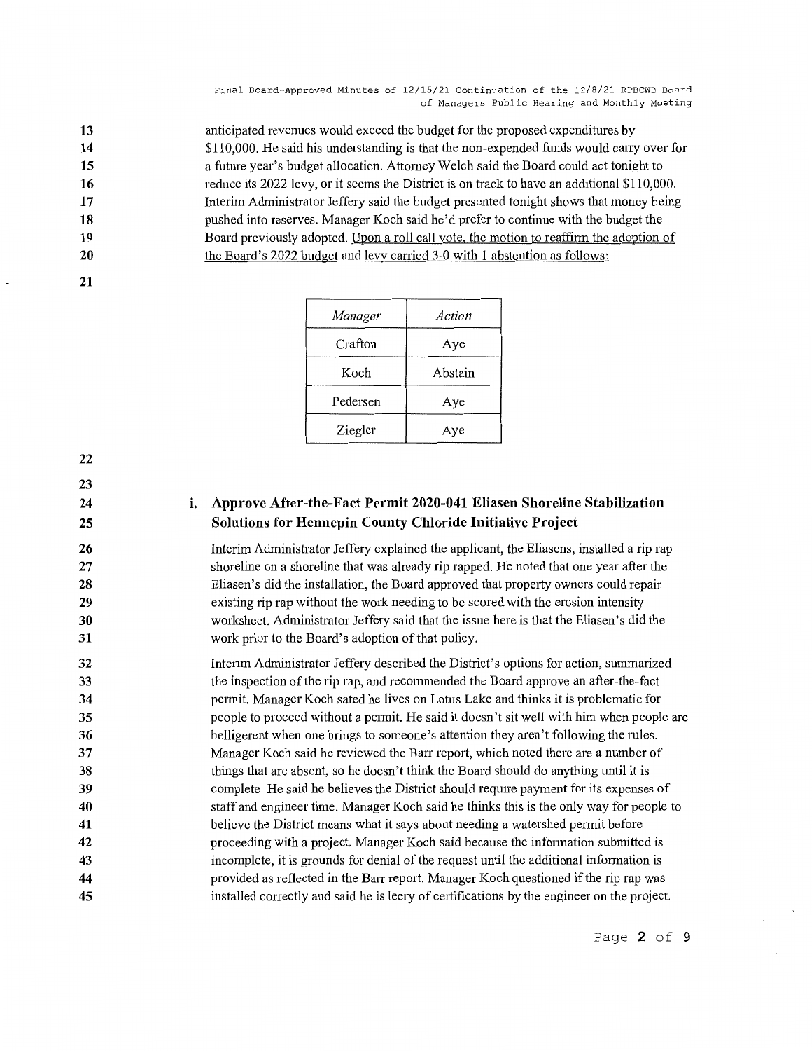anticipated revenues would exceed the budget for the proposed expenditures by $110,000. He said his understanding is that the non-expended funds would carry over for a future year's budget allocation. Attorney Welch said the Board could act tonight to reduce its 2022 levy, or it seems the District is on track to have an additional $110,000. Interim Administrator Jeffery said the budget presented tonight shows that money being pushed into reserves. Manager Koch said he'd prefer to continue with the budget the Board previously adopted. Upon a roll call vote, the motion to reaffirm the adoption of the Board's 2022 budget and levy carried 3-0 with 1 abstention as follows:

| *Manager* | *Action* |
|---|---|
| Crafton | Aye |
| Koch | Abstain |
| Pedersen | Aye |
| Ziegler | Aye |

### i. Approve After-the-Fact Permit 2020-041 Eliasen Shoreline Stabilization Solutions for Hennepin County Chloride Initiative Project

Interim Administrator Jeffery explained the applicant, the Eliasens, installed a rip rap shoreline on a shoreline that was already rip rapped. He noted that one year after the Eliasen's did the installation, the Board approved that property owners could repair existing rip rap without the work needing to be scored with the erosion intensity worksheet. Administrator Jeffery said that the issue here is that the Eliasen's did the work prior to the Board's adoption of that policy.

Interim Administrator Jeffery described the District's options for action, summarized the inspection of the rip rap, and recommended the Board approve an after-the-fact permit. Manager Koch sated he lives on Lotus Lake and thinks it is problematic for people to proceed without a permit. He said it doesn't sit well with him when people are belligerent when one brings to someone's attention they aren't following the rules. Manager Koch said he reviewed the Barr report, which noted there are a number of things that are absent, so he doesn't think the Board should do anything until it is complete He said he believes the District should require payment for its expenses of staff and engineer time. Manager Koch said he thinks this is the only way for people to believe the District means what it says about needing a watershed permit before proceeding with a project. Manager Koch said because the information submitted is incomplete, it is grounds for denial of the request until the additional information is provided as reflected in the Barr report. Manager Koch questioned if the rip rap was installed correctly and said he is leery of certifications by the engineer on the project.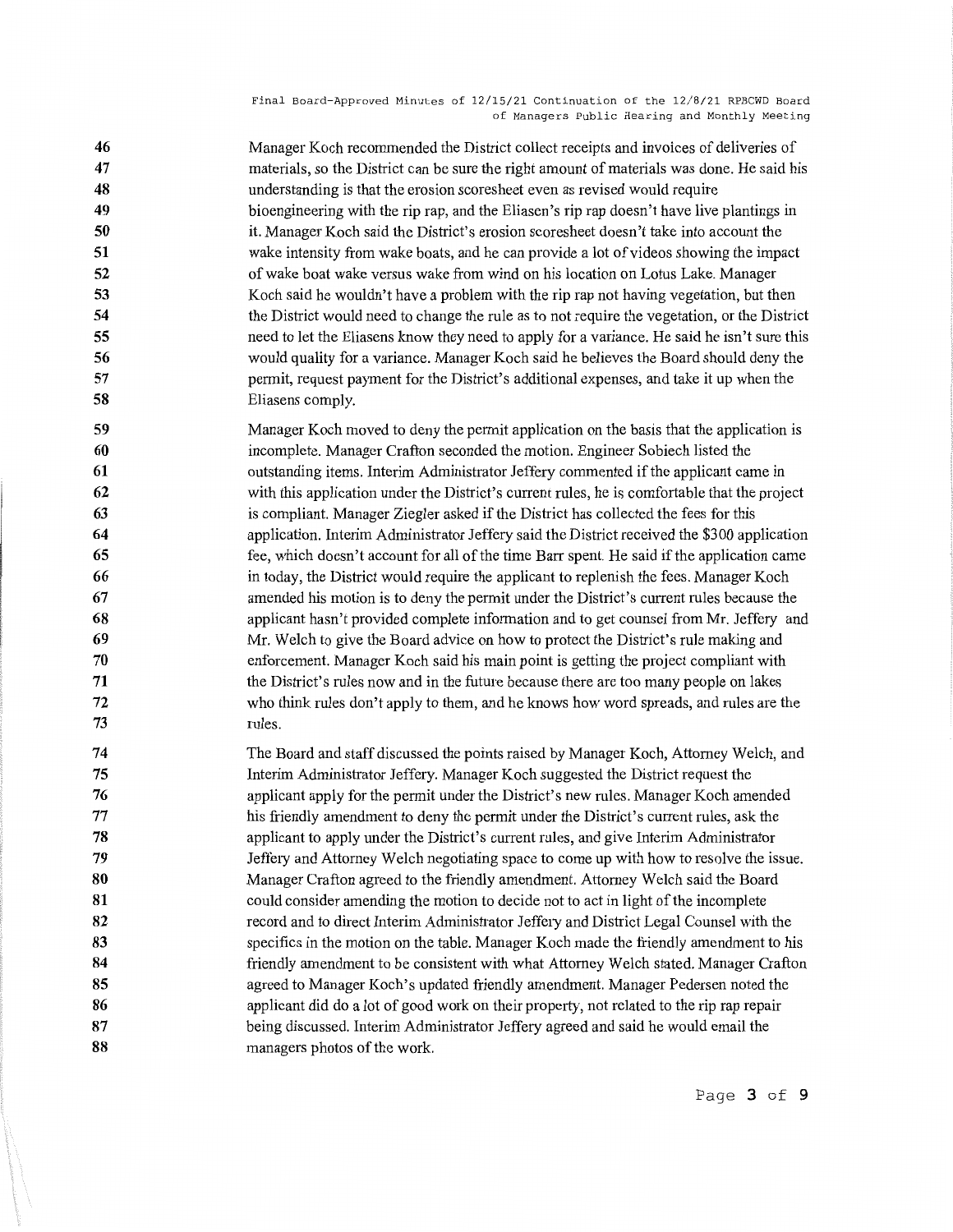Manager Koch recommended the District collect receipts and invoices of deliveries of materials, so the District can be sure the right amount of materials was done. He said his understanding is that the erosion scoresheet even as revised would require bioengineering with the rip rap, and the Eliasen's rip rap doesn't have live plantings in it. Manager Koch said the District's erosion scoresheet doesn't take into account the wake intensity from wake boats, and he can provide a lot of videos showing the impact of wake boat wake versus wake from wind on his location on Lotus Lake. Manager Koch said he wouldn't have a problem with the rip rap not having vegetation, but then the District would need to change the rule as to not require the vegetation, or the District need to let the Eliasens know they need to apply for a variance. He said he isn't sure this would quality for a variance. Manager Koch said he believes the Board should deny the permit, request payment for the District's additional expenses, and take it up when the Eliasens comply.

Manager Koch moved to deny the permit application on the basis that the application is incomplete. Manager Crafton seconded the motion. Engineer Sobiech listed the outstanding items. Interim Administrator Jeffery commented if the applicant came in with this application under the District's current rules, he is comfortable that the project is compliant. Manager Ziegler asked if the District has collected the fees for this application. Interim Administrator Jeffery said the District received the $300 application fee, which doesn't account for all of the time Barr spent. He said if the application came in today, the District would require the applicant to replenish the fees. Manager Koch amended his motion is to deny the permit under the District's current rules because the applicant hasn't provided complete information and to get counsel from Mr. Jeffery and Mr. Welch to give the Board advice on how to protect the District's rule making and enforcement. Manager Koch said his main point is getting the project compliant with the District's rules now and in the future because there are too many people on lakes who think rules don't apply to them, and he knows how word spreads, and rules are the rules.

The Board and staff discussed the points raised by Manager Koch, Attorney Welch, and Interim Administrator Jeffery. Manager Koch suggested the District request the applicant apply for the permit under the District's new rules. Manager Koch amended his friendly amendment to deny the permit under the District's current rules, ask the applicant to apply under the District's current rules, and give Interim Administrator Jeffery and Attorney Welch negotiating space to come up with how to resolve the issue. Manager Crafton agreed to the friendly amendment. Attorney Welch said the Board could consider amending the motion to decide not to act in light of the incomplete record and to direct Interim Administrator Jeffery and District Legal Counsel with the specifics in the motion on the table. Manager Koch made the friendly amendment to his friendly amendment to be consistent with what Attorney Welch stated. Manager Crafton agreed to Manager Koch's updated friendly amendment. Manager Pedersen noted the applicant did do a lot of good work on their property, not related to the rip rap repair being discussed. Interim Administrator Jeffery agreed and said he would email the managers photos of the work.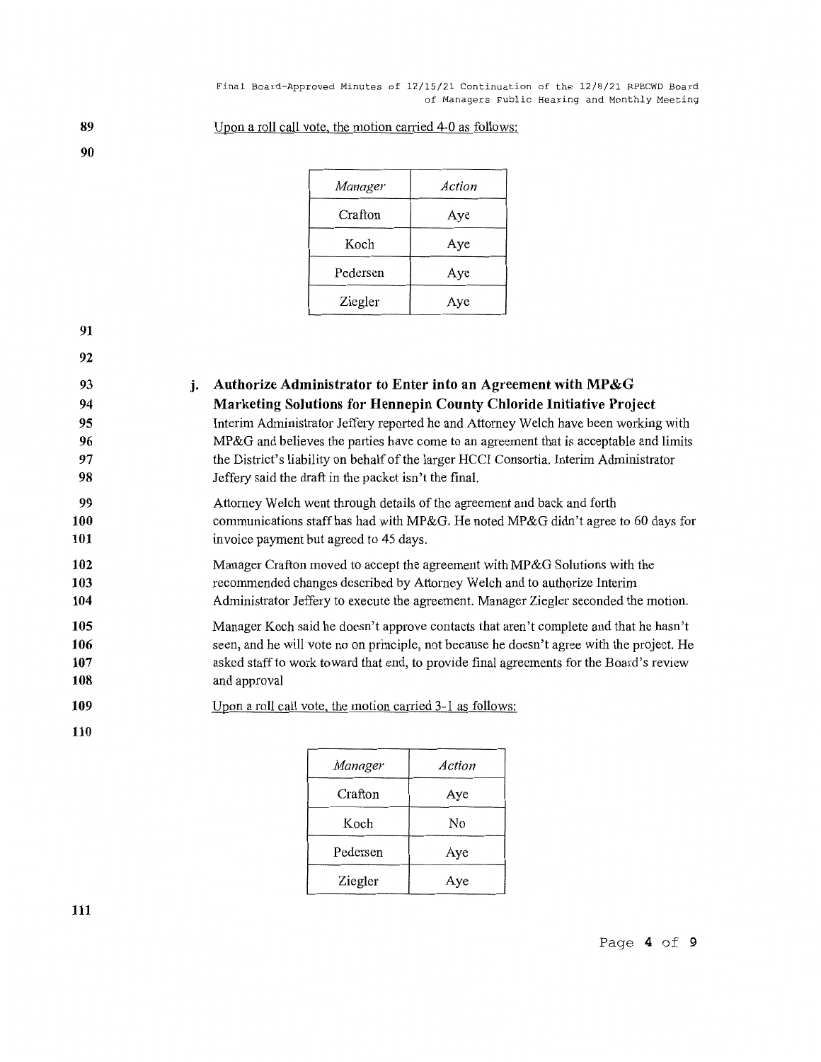Upon a roll call vote, the motion carried 4-0 as follows:

| *Manager* | *Action* |
| --- | --- |
| Crafton | Aye |
| Koch | Aye |
| Pedersen | Aye |
| Ziegler | Aye |

**j. Authorize Administrator to Enter into an Agreement with MP&G Marketing Solutions for Hennepin County Chloride Initiative Project**

Interim Administrator Jeffery reported he and Attorney Welch have been working with MP&G and believes the parties have come to an agreement that is acceptable and limits the District's liability on behalf of the larger HCCI Consortia. Interim Administrator Jeffery said the draft in the packet isn't the final.

Attorney Welch went through details of the agreement and back and forth communications staff has had with MP&G. He noted MP&G didn't agree to 60 days for invoice payment but agreed to 45 days.

Manager Crafton moved to accept the agreement with MP&G Solutions with the recommended changes described by Attorney Welch and to authorize Interim Administrator Jeffery to execute the agreement. Manager Ziegler seconded the motion.

Manager Koch said he doesn't approve contacts that aren't complete and that he hasn't seen, and he will vote no on principle, not because he doesn't agree with the project. He asked staff to work toward that end, to provide final agreements for the Board's review and approval

Upon a roll call vote, the motion carried 3-1 as follows:

| *Manager* | *Action* |
| --- | --- |
| Crafton | Aye |
| Koch | No |
| Pedersen | Aye |
| Ziegler | Aye |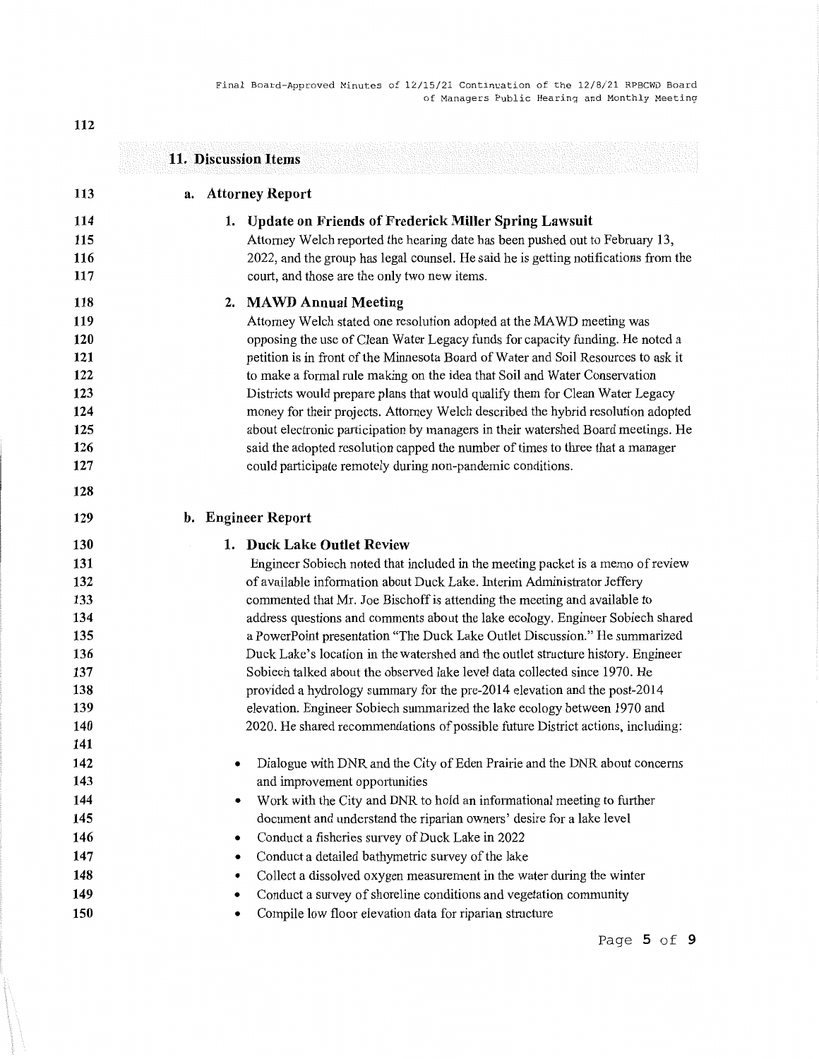## 11. Discussion Items

### a. Attorney Report

**1. Update on Friends of Frederick Miller Spring Lawsuit**

Attorney Welch reported the hearing date has been pushed out to February 13, 2022, and the group has legal counsel. He said he is getting notifications from the court, and those are the only two new items.

**2. MAWD Annual Meeting**

Attorney Welch stated one resolution adopted at the MAWD meeting was opposing the use of Clean Water Legacy funds for capacity funding. He noted a petition is in front of the Minnesota Board of Water and Soil Resources to ask it to make a formal rule making on the idea that Soil and Water Conservation Districts would prepare plans that would qualify them for Clean Water Legacy money for their projects. Attorney Welch described the hybrid resolution adopted about electronic participation by managers in their watershed Board meetings. He said the adopted resolution capped the number of times to three that a manager could participate remotely during non-pandemic conditions.

### b. Engineer Report

**1. Duck Lake Outlet Review**

Engineer Sobiech noted that included in the meeting packet is a memo of review of available information about Duck Lake. Interim Administrator Jeffery commented that Mr. Joe Bischoff is attending the meeting and available to address questions and comments about the lake ecology. Engineer Sobiech shared a PowerPoint presentation "The Duck Lake Outlet Discussion." He summarized Duck Lake's location in the watershed and the outlet structure history. Engineer Sobiech talked about the observed lake level data collected since 1970. He provided a hydrology summary for the pre-2014 elevation and the post-2014 elevation. Engineer Sobiech summarized the lake ecology between 1970 and 2020. He shared recommendations of possible future District actions, including:

- Dialogue with DNR and the City of Eden Prairie and the DNR about concerns and improvement opportunities
- Work with the City and DNR to hold an informational meeting to further document and understand the riparian owners' desire for a lake level
- Conduct a fisheries survey of Duck Lake in 2022
- Conduct a detailed bathymetric survey of the lake
- Collect a dissolved oxygen measurement in the water during the winter
- Conduct a survey of shoreline conditions and vegetation community
- Compile low floor elevation data for riparian structure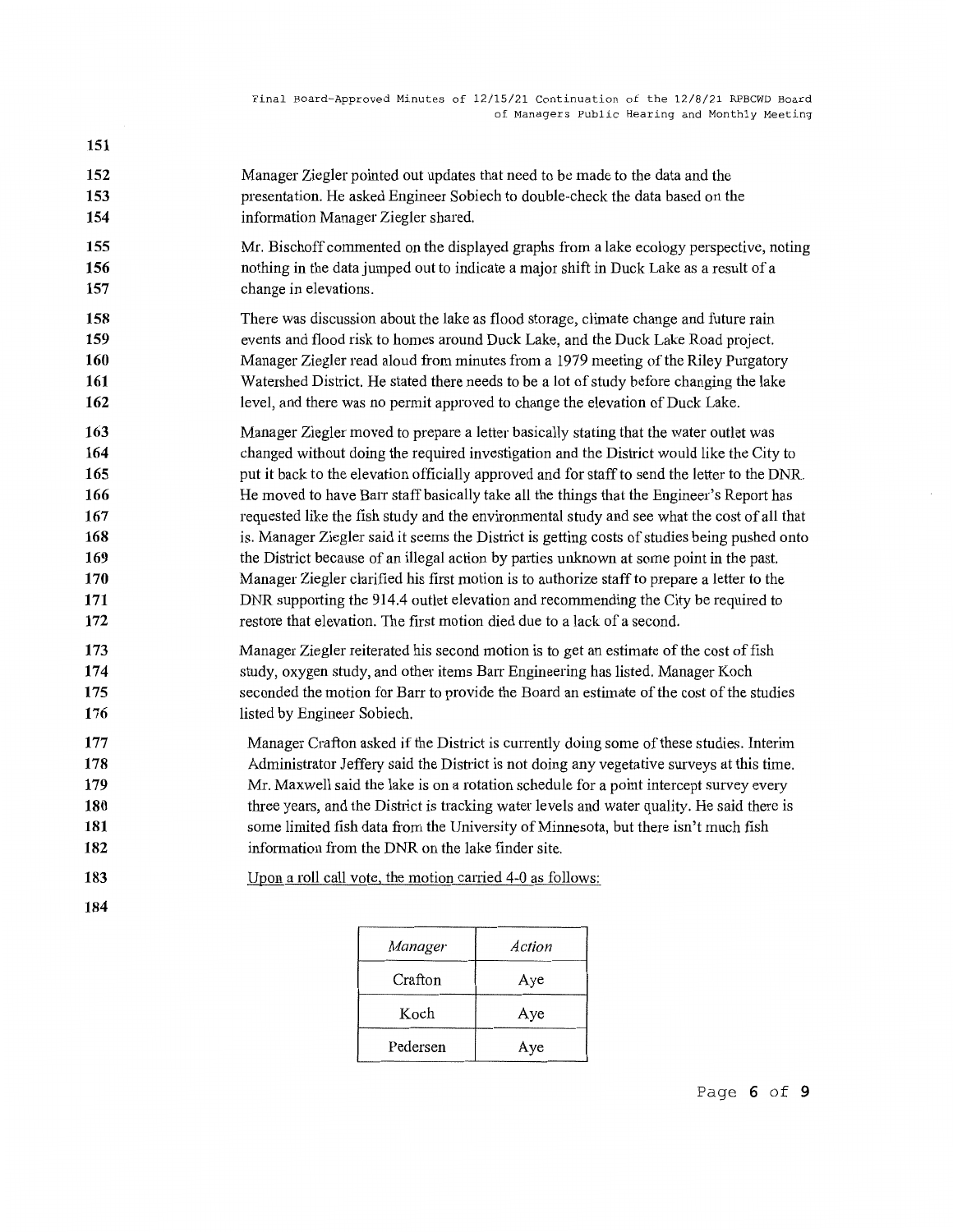Manager Ziegler pointed out updates that need to be made to the data and the presentation. He asked Engineer Sobiech to double-check the data based on the information Manager Ziegler shared.

Mr. Bischoff commented on the displayed graphs from a lake ecology perspective, noting nothing in the data jumped out to indicate a major shift in Duck Lake as a result of a change in elevations.

There was discussion about the lake as flood storage, climate change and future rain events and flood risk to homes around Duck Lake, and the Duck Lake Road project. Manager Ziegler read aloud from minutes from a 1979 meeting of the Riley Purgatory Watershed District. He stated there needs to be a lot of study before changing the lake level, and there was no permit approved to change the elevation of Duck Lake.

Manager Ziegler moved to prepare a letter basically stating that the water outlet was changed without doing the required investigation and the District would like the City to put it back to the elevation officially approved and for staff to send the letter to the DNR. He moved to have Barr staff basically take all the things that the Engineer's Report has requested like the fish study and the environmental study and see what the cost of all that is. Manager Ziegler said it seems the District is getting costs of studies being pushed onto the District because of an illegal action by parties unknown at some point in the past. Manager Ziegler clarified his first motion is to authorize staff to prepare a letter to the DNR supporting the 914.4 outlet elevation and recommending the City be required to restore that elevation. The first motion died due to a lack of a second.

Manager Ziegler reiterated his second motion is to get an estimate of the cost of fish study, oxygen study, and other items Barr Engineering has listed. Manager Koch seconded the motion for Barr to provide the Board an estimate of the cost of the studies listed by Engineer Sobiech.

Manager Crafton asked if the District is currently doing some of these studies. Interim Administrator Jeffery said the District is not doing any vegetative surveys at this time. Mr. Maxwell said the lake is on a rotation schedule for a point intercept survey every three years, and the District is tracking water levels and water quality. He said there is some limited fish data from the University of Minnesota, but there isn't much fish information from the DNR on the lake finder site.

Upon a roll call vote, the motion carried 4-0 as follows:

| *Manager* | *Action* |
|---|---|
| Crafton | Aye |
| Koch | Aye |
| Pedersen | Aye |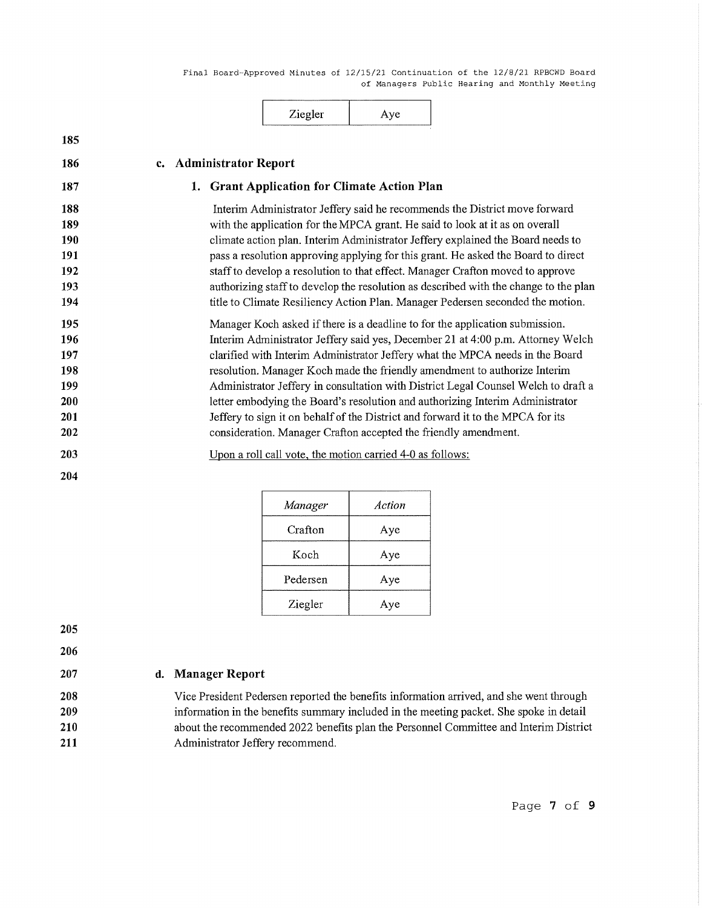| Ziegler | Aye |
|---|---|

## c. Administrator Report

### 1. Grant Application for Climate Action Plan

Interim Administrator Jeffery said he recommends the District move forward with the application for the MPCA grant. He said to look at it as on overall climate action plan. Interim Administrator Jeffery explained the Board needs to pass a resolution approving applying for this grant. He asked the Board to direct staff to develop a resolution to that effect. Manager Crafton moved to approve authorizing staff to develop the resolution as described with the change to the plan title to Climate Resiliency Action Plan. Manager Pedersen seconded the motion.

Manager Koch asked if there is a deadline to for the application submission. Interim Administrator Jeffery said yes, December 21 at 4:00 p.m. Attorney Welch clarified with Interim Administrator Jeffery what the MPCA needs in the Board resolution. Manager Koch made the friendly amendment to authorize Interim Administrator Jeffery in consultation with District Legal Counsel Welch to draft a letter embodying the Board's resolution and authorizing Interim Administrator Jeffery to sign it on behalf of the District and forward it to the MPCA for its consideration. Manager Crafton accepted the friendly amendment.

Upon a roll call vote, the motion carried 4-0 as follows:

| *Manager* | *Action* |
|---|---|
| Crafton | Aye |
| Koch | Aye |
| Pedersen | Aye |
| Ziegler | Aye |

## d. Manager Report

Vice President Pedersen reported the benefits information arrived, and she went through information in the benefits summary included in the meeting packet. She spoke in detail about the recommended 2022 benefits plan the Personnel Committee and Interim District Administrator Jeffery recommend.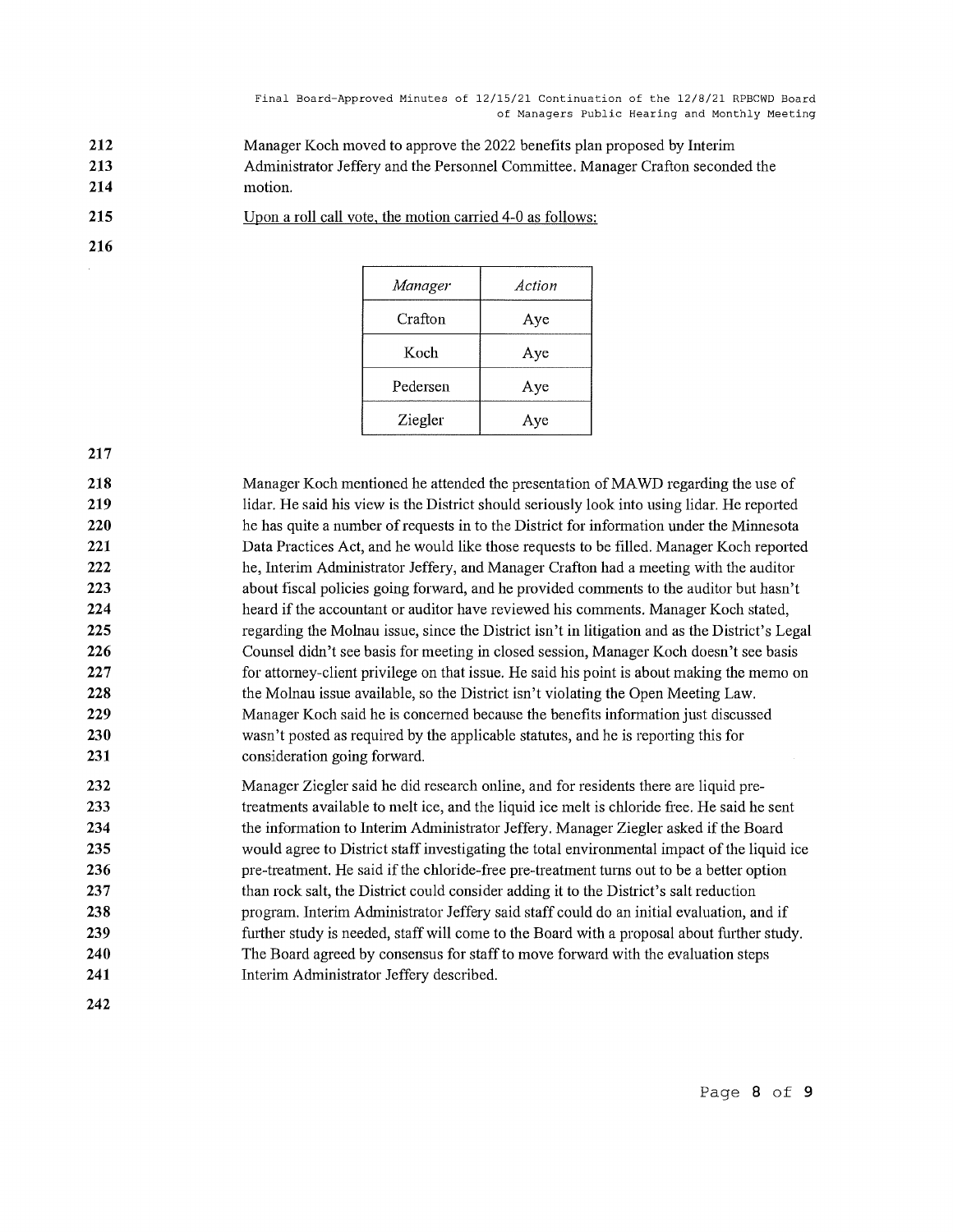Manager Koch moved to approve the 2022 benefits plan proposed by Interim Administrator Jeffery and the Personnel Committee. Manager Crafton seconded the motion.

Upon a roll call vote, the motion carried 4-0 as follows:

| *Manager* | *Action* |
|---|---|
| Crafton | Aye |
| Koch | Aye |
| Pedersen | Aye |
| Ziegler | Aye |

Manager Koch mentioned he attended the presentation of MAWD regarding the use of lidar. He said his view is the District should seriously look into using lidar. He reported he has quite a number of requests in to the District for information under the Minnesota Data Practices Act, and he would like those requests to be filled. Manager Koch reported he, Interim Administrator Jeffery, and Manager Crafton had a meeting with the auditor about fiscal policies going forward, and he provided comments to the auditor but hasn't heard if the accountant or auditor have reviewed his comments. Manager Koch stated, regarding the Molnau issue, since the District isn't in litigation and as the District's Legal Counsel didn't see basis for meeting in closed session, Manager Koch doesn't see basis for attorney-client privilege on that issue. He said his point is about making the memo on the Molnau issue available, so the District isn't violating the Open Meeting Law. Manager Koch said he is concerned because the benefits information just discussed wasn't posted as required by the applicable statutes, and he is reporting this for consideration going forward.

Manager Ziegler said he did research online, and for residents there are liquid pre-treatments available to melt ice, and the liquid ice melt is chloride free. He said he sent the information to Interim Administrator Jeffery. Manager Ziegler asked if the Board would agree to District staff investigating the total environmental impact of the liquid ice pre-treatment. He said if the chloride-free pre-treatment turns out to be a better option than rock salt, the District could consider adding it to the District's salt reduction program. Interim Administrator Jeffery said staff could do an initial evaluation, and if further study is needed, staff will come to the Board with a proposal about further study. The Board agreed by consensus for staff to move forward with the evaluation steps Interim Administrator Jeffery described.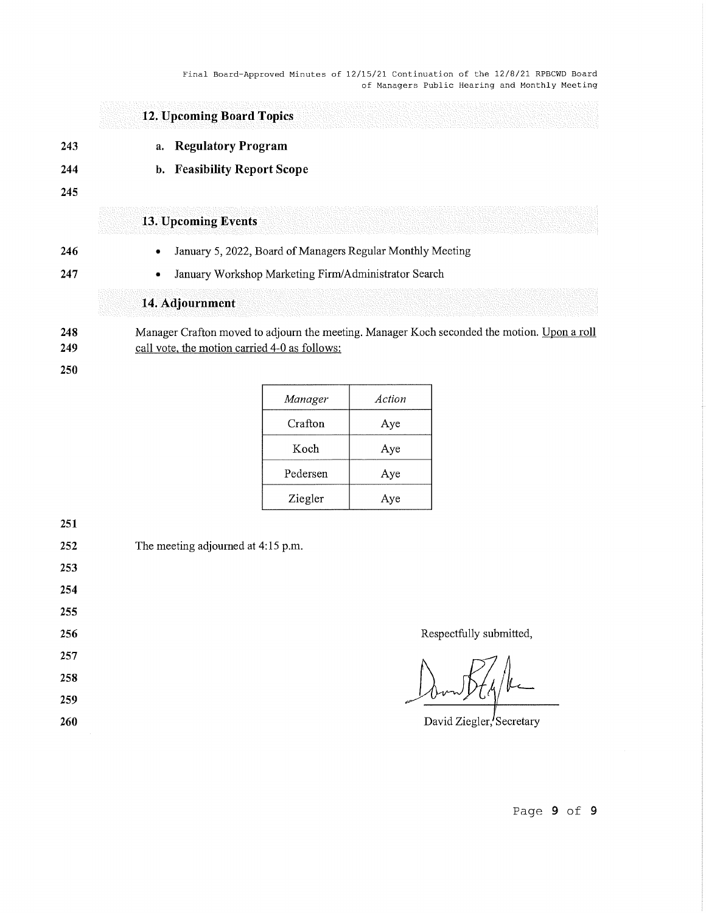## 12. Upcoming Board Topics

a. **Regulatory Program**

b. **Feasibility Report Scope**

## 13. Upcoming Events

- January 5, 2022, Board of Managers Regular Monthly Meeting
- January Workshop Marketing Firm/Administrator Search

## 14. Adjournment

Manager Crafton moved to adjourn the meeting. Manager Koch seconded the motion. Upon a roll call vote, the motion carried 4-0 as follows:

| *Manager* | *Action* |
| --- | --- |
| Crafton | Aye |
| Koch | Aye |
| Pedersen | Aye |
| Ziegler | Aye |

The meeting adjourned at 4:15 p.m.

Respectfully submitted,

David Ziegler, Secretary